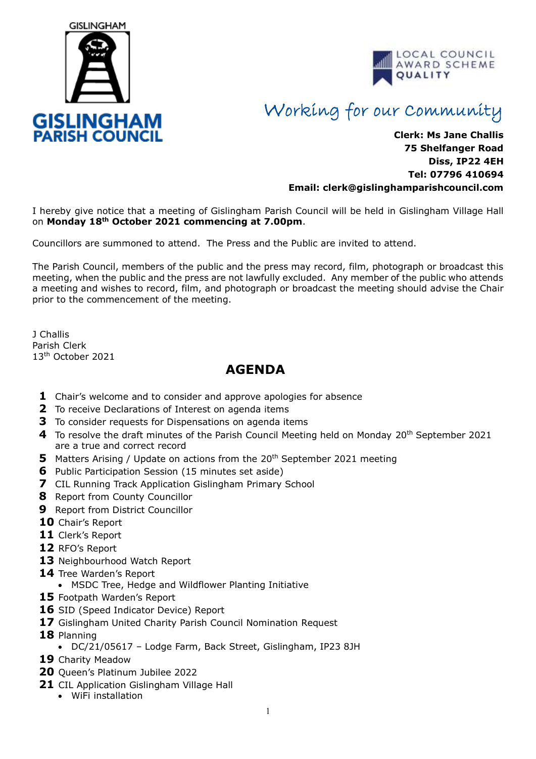GISLINGHAM

**GISLINGHAM PARISH COUNCIL**

LOCAL COUNCIL AWARD SCHEME **QUALITY**

*Working for our Community*

**Clerk: Ms Jane Challis**
**75 Shelfanger Road**
**Diss, IP22 4EH**
**Tel: 07796 410694**
**Email: clerk@gislinghamparishcouncil.com**

I hereby give notice that a meeting of Gislingham Parish Council will be held in Gislingham Village Hall on **Monday 18th October 2021 commencing at 7.00pm**.

Councillors are summoned to attend. The Press and the Public are invited to attend.

The Parish Council, members of the public and the press may record, film, photograph or broadcast this meeting, when the public and the press are not lawfully excluded. Any member of the public who attends a meeting and wishes to record, film, and photograph or broadcast the meeting should advise the Chair prior to the commencement of the meeting.

J Challis
Parish Clerk
13th October 2021

# AGENDA

1. Chair's welcome and to consider and approve apologies for absence
2. To receive Declarations of Interest on agenda items
3. To consider requests for Dispensations on agenda items
4. To resolve the draft minutes of the Parish Council Meeting held on Monday 20th September 2021 are a true and correct record
5. Matters Arising / Update on actions from the 20th September 2021 meeting
6. Public Participation Session (15 minutes set aside)
7. CIL Running Track Application Gislingham Primary School
8. Report from County Councillor
9. Report from District Councillor
10. Chair's Report
11. Clerk's Report
12. RFO's Report
13. Neighbourhood Watch Report
14. Tree Warden's Report
    - MSDC Tree, Hedge and Wildflower Planting Initiative
15. Footpath Warden's Report
16. SID (Speed Indicator Device) Report
17. Gislingham United Charity Parish Council Nomination Request
18. Planning
    - DC/21/05617 – Lodge Farm, Back Street, Gislingham, IP23 8JH
19. Charity Meadow
20. Queen's Platinum Jubilee 2022
21. CIL Application Gislingham Village Hall
    - WiFi installation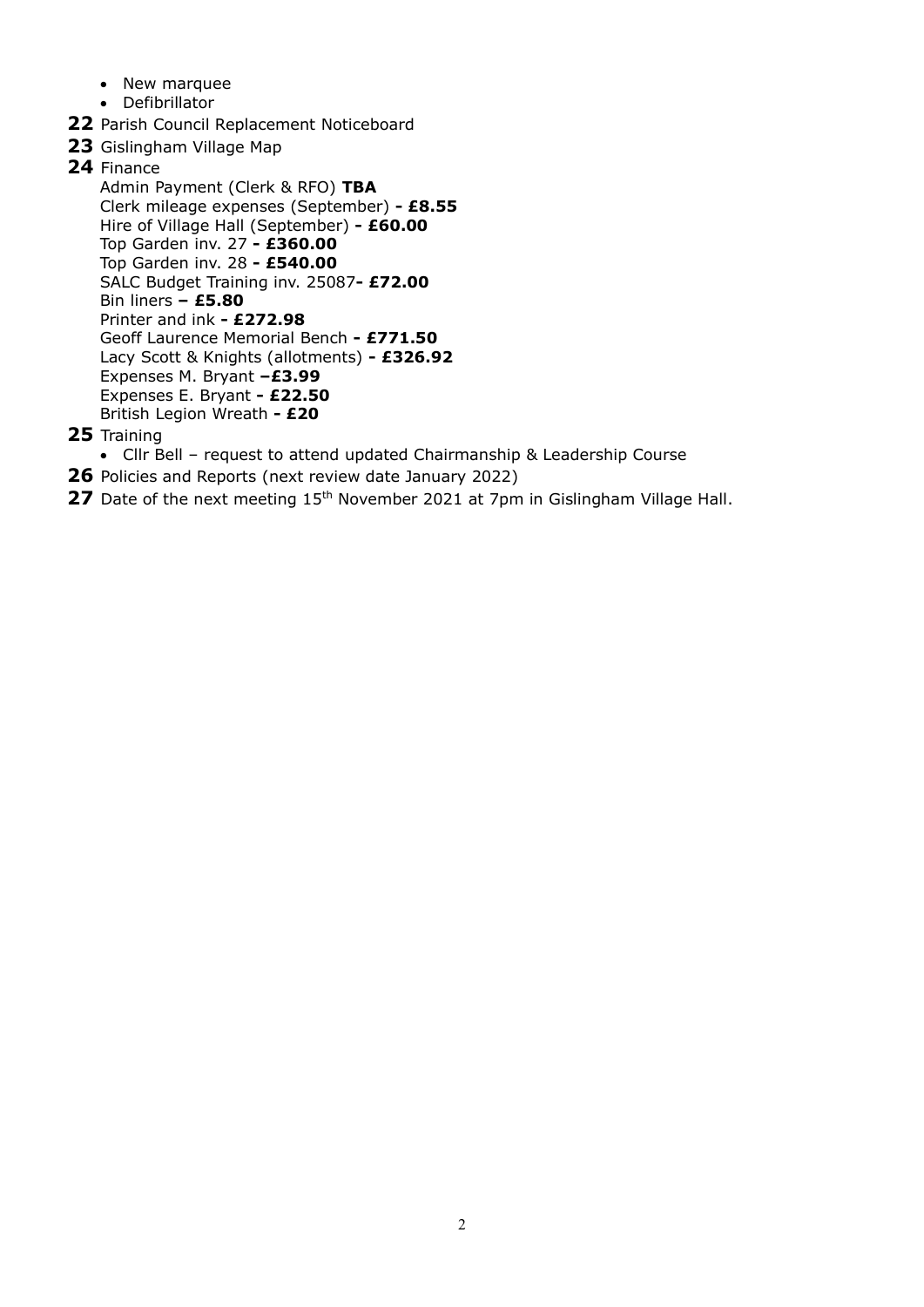- New marquee
- Defibrillator

**22** Parish Council Replacement Noticeboard

**23** Gislingham Village Map

**24** Finance

Admin Payment (Clerk & RFO) **TBA**
Clerk mileage expenses (September) **- £8.55**
Hire of Village Hall (September) **- £60.00**
Top Garden inv. 27 **- £360.00**
Top Garden inv. 28 **- £540.00**
SALC Budget Training inv. 25087**- £72.00**
Bin liners **– £5.80**
Printer and ink **- £272.98**
Geoff Laurence Memorial Bench **- £771.50**
Lacy Scott & Knights (allotments) **- £326.92**
Expenses M. Bryant **–£3.99**
Expenses E. Bryant **- £22.50**
British Legion Wreath **- £20**

**25** Training

- Cllr Bell – request to attend updated Chairmanship & Leadership Course

**26** Policies and Reports (next review date January 2022)

**27** Date of the next meeting 15th November 2021 at 7pm in Gislingham Village Hall.